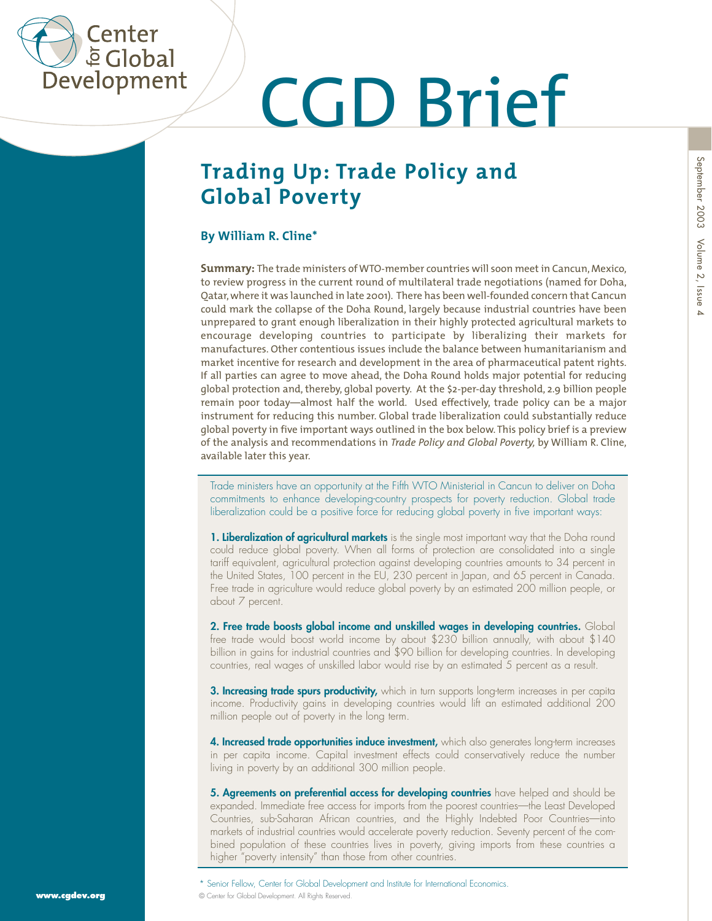# CGD Brief

## Trading Up: Trade Policy and Global Poverty

**By William R. Cline***

**Summary:** The trade ministers of WTO-member countries will soon meet in Cancun, Mexico, to review progress in the current round of multilateral trade negotiations (named for Doha, Qatar, where it was launched in late 2001). There has been well-founded concern that Cancun could mark the collapse of the Doha Round, largely because industrial countries have been unprepared to grant enough liberalization in their highly protected agricultural markets to encourage developing countries to participate by liberalizing their markets for manufactures. Other contentious issues include the balance between humanitarianism and market incentive for research and development in the area of pharmaceutical patent rights. If all parties can agree to move ahead, the Doha Round holds major potential for reducing global protection and, thereby, global poverty. At the $2-per-day threshold, 2.9 billion people remain poor today—almost half the world. Used effectively, trade policy can be a major instrument for reducing this number. Global trade liberalization could substantially reduce global poverty in five important ways outlined in the box below. This policy brief is a preview of the analysis and recommendations in *Trade Policy and Global Poverty,* by William R. Cline, available later this year.

Trade ministers have an opportunity at the Fifth WTO Ministerial in Cancun to deliver on Doha commitments to enhance developing-country prospects for poverty reduction. Global trade liberalization could be a positive force for reducing global poverty in five important ways:

**1. Liberalization of agricultural markets** is the single most important way that the Doha round could reduce global poverty. When all forms of protection are consolidated into a single tariff equivalent, agricultural protection against developing countries amounts to 34 percent in the United States, 100 percent in the EU, 230 percent in Japan, and 65 percent in Canada. Free trade in agriculture would reduce global poverty by an estimated 200 million people, or about 7 percent.

**2. Free trade boosts global income and unskilled wages in developing countries.** Global free trade would boost world income by about $230 billion annually, with about $140 billion in gains for industrial countries and $90 billion for developing countries. In developing countries, real wages of unskilled labor would rise by an estimated 5 percent as a result.

**3. Increasing trade spurs productivity,** which in turn supports long-term increases in per capita income. Productivity gains in developing countries would lift an estimated additional 200 million people out of poverty in the long term.

**4. Increased trade opportunities induce investment,** which also generates long-term increases in per capita income. Capital investment effects could conservatively reduce the number living in poverty by an additional 300 million people.

**5. Agreements on preferential access for developing countries** have helped and should be expanded. Immediate free access for imports from the poorest countries—the Least Developed Countries, sub-Saharan African countries, and the Highly Indebted Poor Countries—into markets of industrial countries would accelerate poverty reduction. Seventy percent of the combined population of these countries lives in poverty, giving imports from these countries a higher "poverty intensity" than those from other countries.

\* Senior Fellow, Center for Global Development and Institute for International Economics.

© Center for Global Development. All Rights Reserved.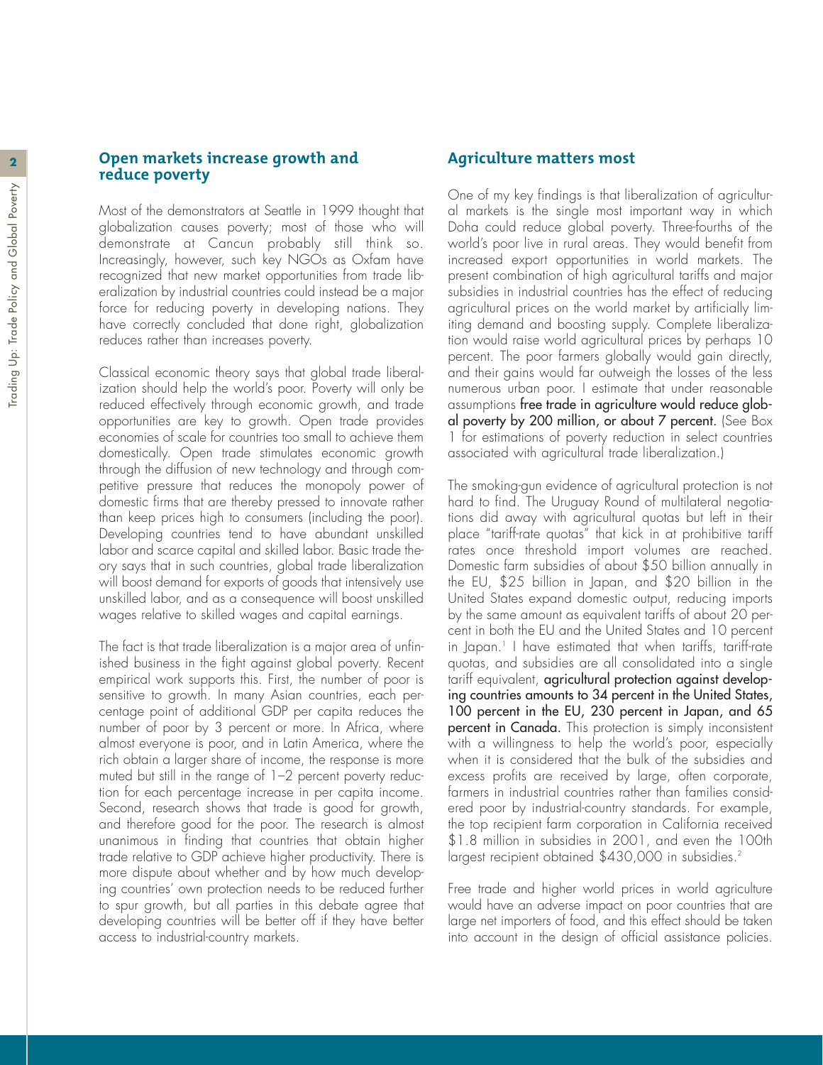## Open markets increase growth and reduce poverty

Most of the demonstrators at Seattle in 1999 thought that globalization causes poverty; most of those who will demonstrate at Cancun probably still think so. Increasingly, however, such key NGOs as Oxfam have recognized that new market opportunities from trade liberalization by industrial countries could instead be a major force for reducing poverty in developing nations. They have correctly concluded that done right, globalization reduces rather than increases poverty.

Classical economic theory says that global trade liberalization should help the world's poor. Poverty will only be reduced effectively through economic growth, and trade opportunities are key to growth. Open trade provides economies of scale for countries too small to achieve them domestically. Open trade stimulates economic growth through the diffusion of new technology and through competitive pressure that reduces the monopoly power of domestic firms that are thereby pressed to innovate rather than keep prices high to consumers (including the poor). Developing countries tend to have abundant unskilled labor and scarce capital and skilled labor. Basic trade theory says that in such countries, global trade liberalization will boost demand for exports of goods that intensively use unskilled labor, and as a consequence will boost unskilled wages relative to skilled wages and capital earnings.

The fact is that trade liberalization is a major area of unfinished business in the fight against global poverty. Recent empirical work supports this. First, the number of poor is sensitive to growth. In many Asian countries, each percentage point of additional GDP per capita reduces the number of poor by 3 percent or more. In Africa, where almost everyone is poor, and in Latin America, where the rich obtain a larger share of income, the response is more muted but still in the range of 1–2 percent poverty reduction for each percentage increase in per capita income. Second, research shows that trade is good for growth, and therefore good for the poor. The research is almost unanimous in finding that countries that obtain higher trade relative to GDP achieve higher productivity. There is more dispute about whether and by how much developing countries' own protection needs to be reduced further to spur growth, but all parties in this debate agree that developing countries will be better off if they have better access to industrial-country markets.

## Agriculture matters most

One of my key findings is that liberalization of agricultural markets is the single most important way in which Doha could reduce global poverty. Three-fourths of the world's poor live in rural areas. They would benefit from increased export opportunities in world markets. The present combination of high agricultural tariffs and major subsidies in industrial countries has the effect of reducing agricultural prices on the world market by artificially limiting demand and boosting supply. Complete liberalization would raise world agricultural prices by perhaps 10 percent. The poor farmers globally would gain directly, and their gains would far outweigh the losses of the less numerous urban poor. I estimate that under reasonable assumptions **free trade in agriculture would reduce global poverty by 200 million, or about 7 percent.** (See Box 1 for estimations of poverty reduction in select countries associated with agricultural trade liberalization.)

The smoking-gun evidence of agricultural protection is not hard to find. The Uruguay Round of multilateral negotiations did away with agricultural quotas but left in their place "tariff-rate quotas" that kick in at prohibitive tariff rates once threshold import volumes are reached. Domestic farm subsidies of about $50 billion annually in the EU, $25 billion in Japan, and $20 billion in the United States expand domestic output, reducing imports by the same amount as equivalent tariffs of about 20 percent in both the EU and the United States and 10 percent in Japan.[1] I have estimated that when tariffs, tariff-rate quotas, and subsidies are all consolidated into a single tariff equivalent, **agricultural protection against developing countries amounts to 34 percent in the United States, 100 percent in the EU, 230 percent in Japan, and 65 percent in Canada.** This protection is simply inconsistent with a willingness to help the world's poor, especially when it is considered that the bulk of the subsidies and excess profits are received by large, often corporate, farmers in industrial countries rather than families considered poor by industrial-country standards. For example, the top recipient farm corporation in California received $1.8 million in subsidies in 2001, and even the 100th largest recipient obtained $430,000 in subsidies.[2]

Free trade and higher world prices in world agriculture would have an adverse impact on poor countries that are large net importers of food, and this effect should be taken into account in the design of official assistance policies.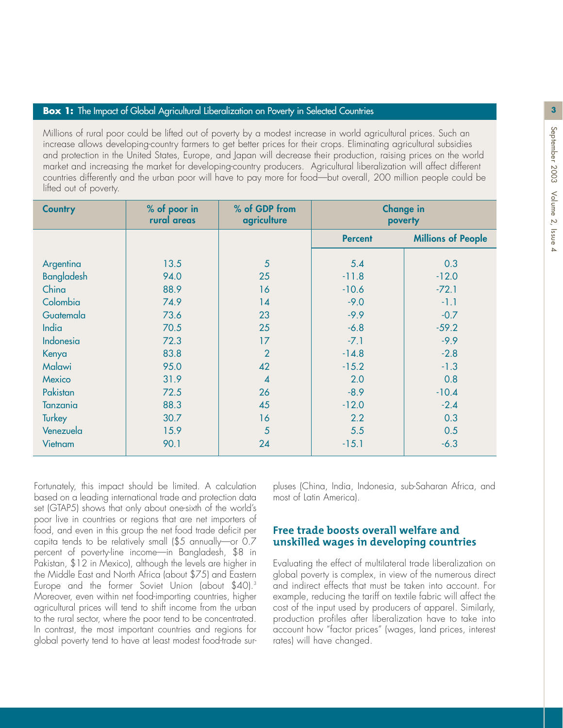**Box 1:** The Impact of Global Agricultural Liberalization on Poverty in Selected Countries

Millions of rural poor could be lifted out of poverty by a modest increase in world agricultural prices. Such an increase allows developing-country farmers to get better prices for their crops. Eliminating agricultural subsidies and protection in the United States, Europe, and Japan will decrease their production, raising prices on the world market and increasing the market for developing-country producers. Agricultural liberalization will affect different countries differently and the urban poor will have to pay more for food—but overall, 200 million people could be lifted out of poverty.

| Country | % of poor in rural areas | % of GDP from agriculture | Change in poverty | |
|---|---|---|---|---|
| | | | Percent | Millions of People |
| Argentina | 13.5 | 5 | 5.4 | 0.3 |
| Bangladesh | 94.0 | 25 | -11.8 | -12.0 |
| China | 88.9 | 16 | -10.6 | -72.1 |
| Colombia | 74.9 | 14 | -9.0 | -1.1 |
| Guatemala | 73.6 | 23 | -9.9 | -0.7 |
| India | 70.5 | 25 | -6.8 | -59.2 |
| Indonesia | 72.3 | 17 | -7.1 | -9.9 |
| Kenya | 83.8 | 2 | -14.8 | -2.8 |
| Malawi | 95.0 | 42 | -15.2 | -1.3 |
| Mexico | 31.9 | 4 | 2.0 | 0.8 |
| Pakistan | 72.5 | 26 | -8.9 | -10.4 |
| Tanzania | 88.3 | 45 | -12.0 | -2.4 |
| Turkey | 30.7 | 16 | 2.2 | 0.3 |
| Venezuela | 15.9 | 5 | 5.5 | 0.5 |
| Vietnam | 90.1 | 24 | -15.1 | -6.3 |

Fortunately, this impact should be limited. A calculation based on a leading international trade and protection data set (GTAP5) shows that only about one-sixth of the world's poor live in countries or regions that are net importers of food, and even in this group the net food trade deficit per capita tends to be relatively small ($5 annually—or 0.7 percent of poverty-line income—in Bangladesh, $8 in Pakistan, $12 in Mexico), although the levels are higher in the Middle East and North Africa (about $75) and Eastern Europe and the former Soviet Union (about $40).[3] Moreover, even within net food-importing countries, higher agricultural prices will tend to shift income from the urban to the rural sector, where the poor tend to be concentrated. In contrast, the most important countries and regions for global poverty tend to have at least modest food-trade surpluses (China, India, Indonesia, sub-Saharan Africa, and most of Latin America).

## Free trade boosts overall welfare and unskilled wages in developing countries

Evaluating the effect of multilateral trade liberalization on global poverty is complex, in view of the numerous direct and indirect effects that must be taken into account. For example, reducing the tariff on textile fabric will affect the cost of the input used by producers of apparel. Similarly, production profiles after liberalization have to take into account how "factor prices" (wages, land prices, interest rates) will have changed.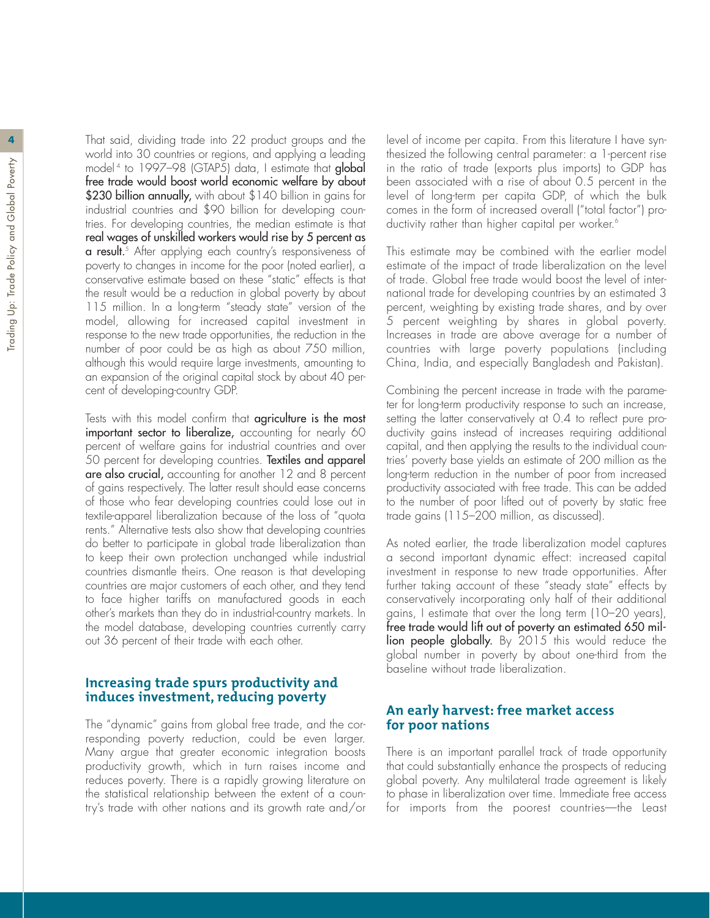That said, dividing trade into 22 product groups and the world into 30 countries or regions, and applying a leading model[4] to 1997–98 (GTAP5) data, I estimate that **global free trade would boost world economic welfare by about $230 billion annually,** with about $140 billion in gains for industrial countries and $90 billion for developing countries. For developing countries, the median estimate is that **real wages of unskilled workers would rise by 5 percent as a result.**[5] After applying each country's responsiveness of poverty to changes in income for the poor (noted earlier), a conservative estimate based on these "static" effects is that the result would be a reduction in global poverty by about 115 million. In a long-term "steady state" version of the model, allowing for increased capital investment in response to the new trade opportunities, the reduction in the number of poor could be as high as about 750 million, although this would require large investments, amounting to an expansion of the original capital stock by about 40 percent of developing-country GDP.

Tests with this model confirm that **agriculture is the most important sector to liberalize,** accounting for nearly 60 percent of welfare gains for industrial countries and over 50 percent for developing countries. **Textiles and apparel are also crucial,** accounting for another 12 and 8 percent of gains respectively. The latter result should ease concerns of those who fear developing countries could lose out in textile-apparel liberalization because of the loss of "quota rents." Alternative tests also show that developing countries do better to participate in global trade liberalization than to keep their own protection unchanged while industrial countries dismantle theirs. One reason is that developing countries are major customers of each other, and they tend to face higher tariffs on manufactured goods in each other's markets than they do in industrial-country markets. In the model database, developing countries currently carry out 36 percent of their trade with each other.

## Increasing trade spurs productivity and induces investment, reducing poverty

The "dynamic" gains from global free trade, and the corresponding poverty reduction, could be even larger. Many argue that greater economic integration boosts productivity growth, which in turn raises income and reduces poverty. There is a rapidly growing literature on the statistical relationship between the extent of a country's trade with other nations and its growth rate and/or level of income per capita. From this literature I have synthesized the following central parameter: a 1-percent rise in the ratio of trade (exports plus imports) to GDP has been associated with a rise of about 0.5 percent in the level of long-term per capita GDP, of which the bulk comes in the form of increased overall ("total factor") productivity rather than higher capital per worker.[6]

This estimate may be combined with the earlier model estimate of the impact of trade liberalization on the level of trade. Global free trade would boost the level of international trade for developing countries by an estimated 3 percent, weighting by existing trade shares, and by over 5 percent weighting by shares in global poverty. Increases in trade are above average for a number of countries with large poverty populations (including China, India, and especially Bangladesh and Pakistan).

Combining the percent increase in trade with the parameter for long-term productivity response to such an increase, setting the latter conservatively at 0.4 to reflect pure productivity gains instead of increases requiring additional capital, and then applying the results to the individual countries' poverty base yields an estimate of 200 million as the long-term reduction in the number of poor from increased productivity associated with free trade. This can be added to the number of poor lifted out of poverty by static free trade gains (115–200 million, as discussed).

As noted earlier, the trade liberalization model captures a second important dynamic effect: increased capital investment in response to new trade opportunities. After further taking account of these "steady state" effects by conservatively incorporating only half of their additional gains, I estimate that over the long term (10–20 years), **free trade would lift out of poverty an estimated 650 million people globally.** By 2015 this would reduce the global number in poverty by about one-third from the baseline without trade liberalization.

## An early harvest: free market access for poor nations

There is an important parallel track of trade opportunity that could substantially enhance the prospects of reducing global poverty. Any multilateral trade agreement is likely to phase in liberalization over time. Immediate free access for imports from the poorest countries—the Least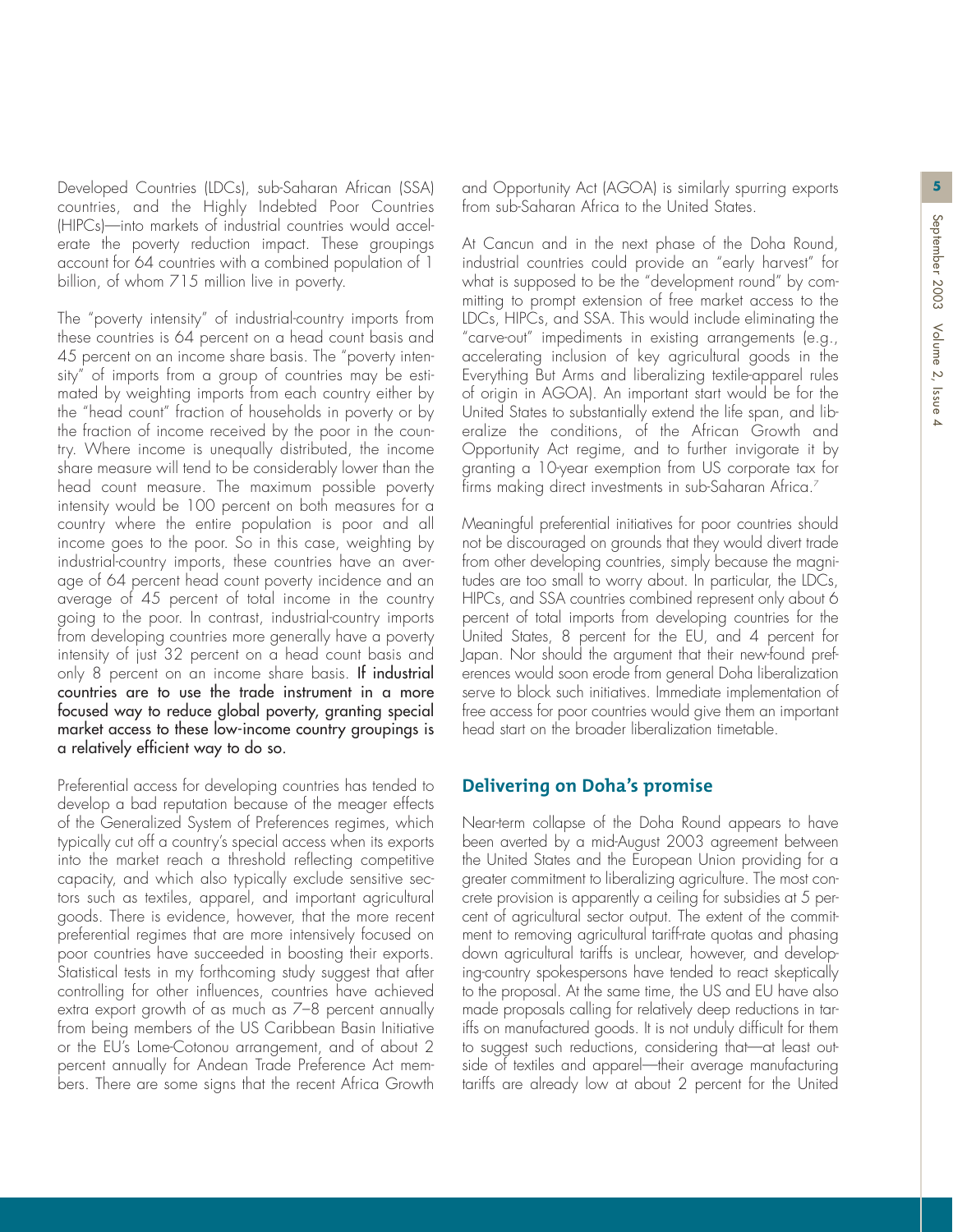Developed Countries (LDCs), sub-Saharan African (SSA) countries, and the Highly Indebted Poor Countries (HIPCs)—into markets of industrial countries would accelerate the poverty reduction impact. These groupings account for 64 countries with a combined population of 1 billion, of whom 715 million live in poverty.

The "poverty intensity" of industrial-country imports from these countries is 64 percent on a head count basis and 45 percent on an income share basis. The "poverty intensity" of imports from a group of countries may be estimated by weighting imports from each country either by the "head count" fraction of households in poverty or by the fraction of income received by the poor in the country. Where income is unequally distributed, the income share measure will tend to be considerably lower than the head count measure. The maximum possible poverty intensity would be 100 percent on both measures for a country where the entire population is poor and all income goes to the poor. So in this case, weighting by industrial-country imports, these countries have an average of 64 percent head count poverty incidence and an average of 45 percent of total income in the country going to the poor. In contrast, industrial-country imports from developing countries more generally have a poverty intensity of just 32 percent on a head count basis and only 8 percent on an income share basis. **If industrial countries are to use the trade instrument in a more focused way to reduce global poverty, granting special market access to these low-income country groupings is a relatively efficient way to do so.**

Preferential access for developing countries has tended to develop a bad reputation because of the meager effects of the Generalized System of Preferences regimes, which typically cut off a country's special access when its exports into the market reach a threshold reflecting competitive capacity, and which also typically exclude sensitive sectors such as textiles, apparel, and important agricultural goods. There is evidence, however, that the more recent preferential regimes that are more intensively focused on poor countries have succeeded in boosting their exports. Statistical tests in my forthcoming study suggest that after controlling for other influences, countries have achieved extra export growth of as much as 7–8 percent annually from being members of the US Caribbean Basin Initiative or the EU's Lome-Cotonou arrangement, and of about 2 percent annually for Andean Trade Preference Act members. There are some signs that the recent Africa Growth and Opportunity Act (AGOA) is similarly spurring exports from sub-Saharan Africa to the United States.

At Cancun and in the next phase of the Doha Round, industrial countries could provide an "early harvest" for what is supposed to be the "development round" by committing to prompt extension of free market access to the LDCs, HIPCs, and SSA. This would include eliminating the "carve-out" impediments in existing arrangements (e.g., accelerating inclusion of key agricultural goods in the Everything But Arms and liberalizing textile-apparel rules of origin in AGOA). An important start would be for the United States to substantially extend the life span, and liberalize the conditions, of the African Growth and Opportunity Act regime, and to further invigorate it by granting a 10-year exemption from US corporate tax for firms making direct investments in sub-Saharan Africa.[7]

Meaningful preferential initiatives for poor countries should not be discouraged on grounds that they would divert trade from other developing countries, simply because the magnitudes are too small to worry about. In particular, the LDCs, HIPCs, and SSA countries combined represent only about 6 percent of total imports from developing countries for the United States, 8 percent for the EU, and 4 percent for Japan. Nor should the argument that their new-found preferences would soon erode from general Doha liberalization serve to block such initiatives. Immediate implementation of free access for poor countries would give them an important head start on the broader liberalization timetable.

## Delivering on Doha's promise

Near-term collapse of the Doha Round appears to have been averted by a mid-August 2003 agreement between the United States and the European Union providing for a greater commitment to liberalizing agriculture. The most concrete provision is apparently a ceiling for subsidies at 5 percent of agricultural sector output. The extent of the commitment to removing agricultural tariff-rate quotas and phasing down agricultural tariffs is unclear, however, and developing-country spokespersons have tended to react skeptically to the proposal. At the same time, the US and EU have also made proposals calling for relatively deep reductions in tariffs on manufactured goods. It is not unduly difficult for them to suggest such reductions, considering that—at least outside of textiles and apparel—their average manufacturing tariffs are already low at about 2 percent for the United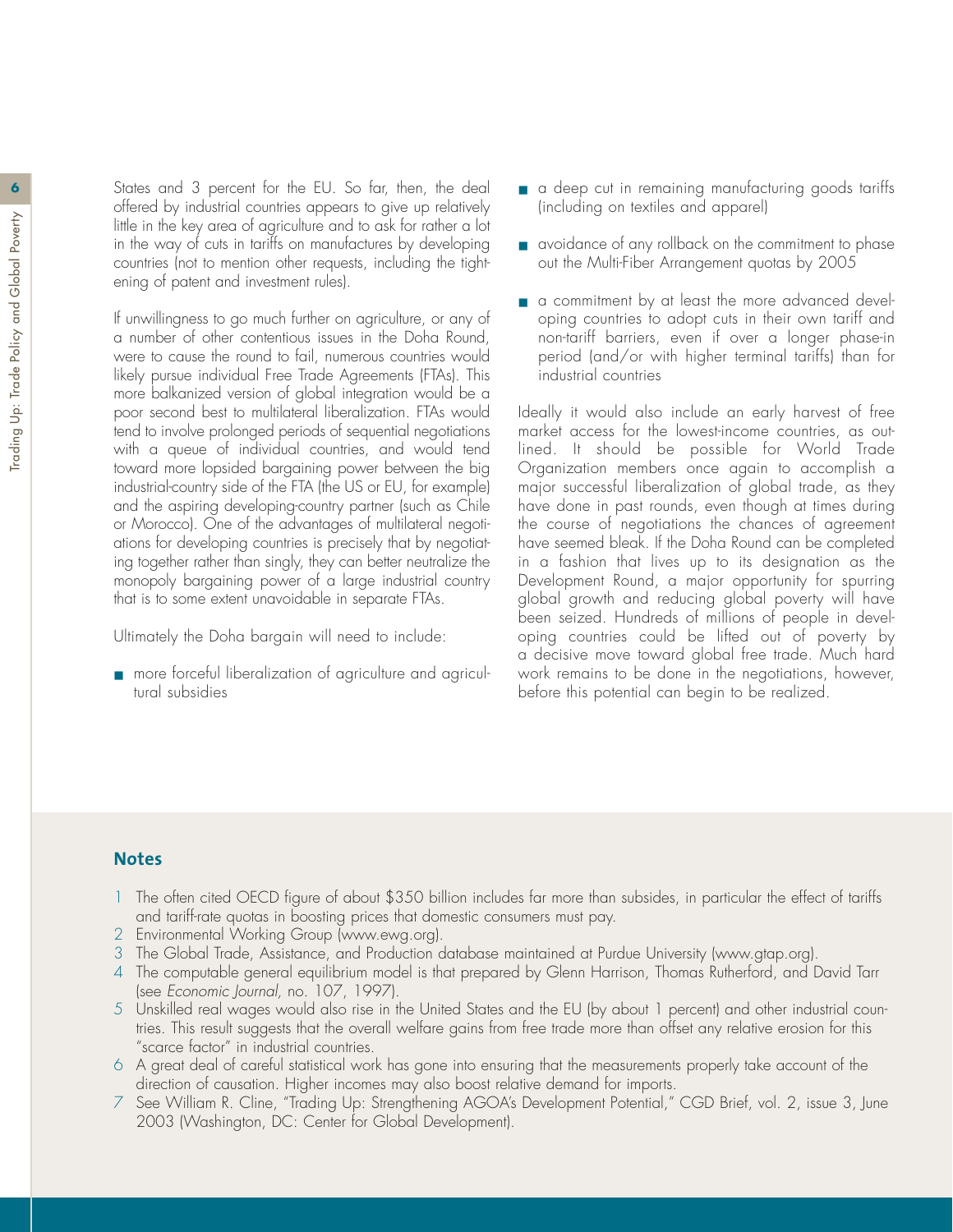States and 3 percent for the EU. So far, then, the deal offered by industrial countries appears to give up relatively little in the key area of agriculture and to ask for rather a lot in the way of cuts in tariffs on manufactures by developing countries (not to mention other requests, including the tightening of patent and investment rules).

If unwillingness to go much further on agriculture, or any of a number of other contentious issues in the Doha Round, were to cause the round to fail, numerous countries would likely pursue individual Free Trade Agreements (FTAs). This more balkanized version of global integration would be a poor second best to multilateral liberalization. FTAs would tend to involve prolonged periods of sequential negotiations with a queue of individual countries, and would tend toward more lopsided bargaining power between the big industrial-country side of the FTA (the US or EU, for example) and the aspiring developing-country partner (such as Chile or Morocco). One of the advantages of multilateral negotiations for developing countries is precisely that by negotiating together rather than singly, they can better neutralize the monopoly bargaining power of a large industrial country that is to some extent unavoidable in separate FTAs.

Ultimately the Doha bargain will need to include:

- more forceful liberalization of agriculture and agricultural subsidies
- a deep cut in remaining manufacturing goods tariffs (including on textiles and apparel)
- avoidance of any rollback on the commitment to phase out the Multi-Fiber Arrangement quotas by 2005
- a commitment by at least the more advanced developing countries to adopt cuts in their own tariff and non-tariff barriers, even if over a longer phase-in period (and/or with higher terminal tariffs) than for industrial countries

Ideally it would also include an early harvest of free market access for the lowest-income countries, as outlined. It should be possible for World Trade Organization members once again to accomplish a major successful liberalization of global trade, as they have done in past rounds, even though at times during the course of negotiations the chances of agreement have seemed bleak. If the Doha Round can be completed in a fashion that lives up to its designation as the Development Round, a major opportunity for spurring global growth and reducing global poverty will have been seized. Hundreds of millions of people in developing countries could be lifted out of poverty by a decisive move toward global free trade. Much hard work remains to be done in the negotiations, however, before this potential can begin to be realized.

## Notes

1. The often cited OECD figure of about $350 billion includes far more than subsides, in particular the effect of tariffs and tariff-rate quotas in boosting prices that domestic consumers must pay.
2. Environmental Working Group (www.ewg.org).
3. The Global Trade, Assistance, and Production database maintained at Purdue University (www.gtap.org).
4. The computable general equilibrium model is that prepared by Glenn Harrison, Thomas Rutherford, and David Tarr (see *Economic Journal*, no. 107, 1997).
5. Unskilled real wages would also rise in the United States and the EU (by about 1 percent) and other industrial countries. This result suggests that the overall welfare gains from free trade more than offset any relative erosion for this "scarce factor" in industrial countries.
6. A great deal of careful statistical work has gone into ensuring that the measurements properly take account of the direction of causation. Higher incomes may also boost relative demand for imports.
7. See William R. Cline, "Trading Up: Strengthening AGOA's Development Potential," CGD Brief, vol. 2, issue 3, June 2003 (Washington, DC: Center for Global Development).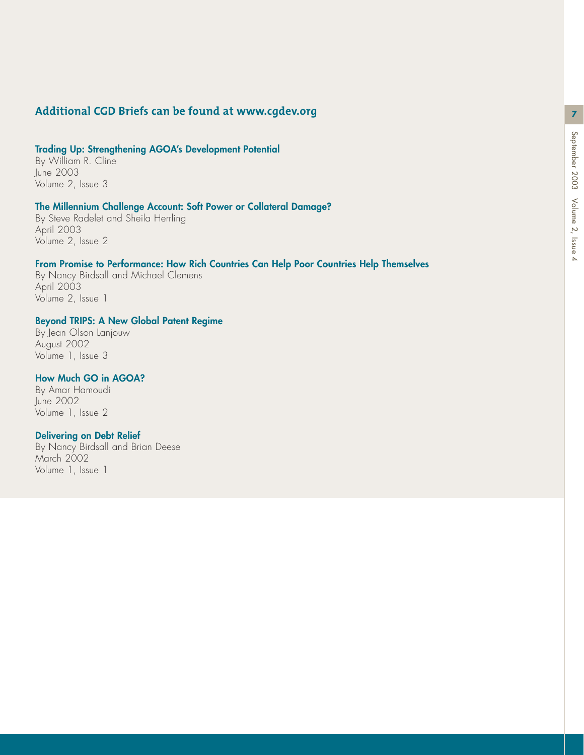## Additional CGD Briefs can be found at www.cgdev.org

**Trading Up: Strengthening AGOA's Development Potential**
By William R. Cline
June 2003
Volume 2, Issue 3

**The Millennium Challenge Account: Soft Power or Collateral Damage?**
By Steve Radelet and Sheila Herrling
April 2003
Volume 2, Issue 2

**From Promise to Performance: How Rich Countries Can Help Poor Countries Help Themselves**
By Nancy Birdsall and Michael Clemens
April 2003
Volume 2, Issue 1

**Beyond TRIPS: A New Global Patent Regime**
By Jean Olson Lanjouw
August 2002
Volume 1, Issue 3

**How Much GO in AGOA?**
By Amar Hamoudi
June 2002
Volume 1, Issue 2

**Delivering on Debt Relief**
By Nancy Birdsall and Brian Deese
March 2002
Volume 1, Issue 1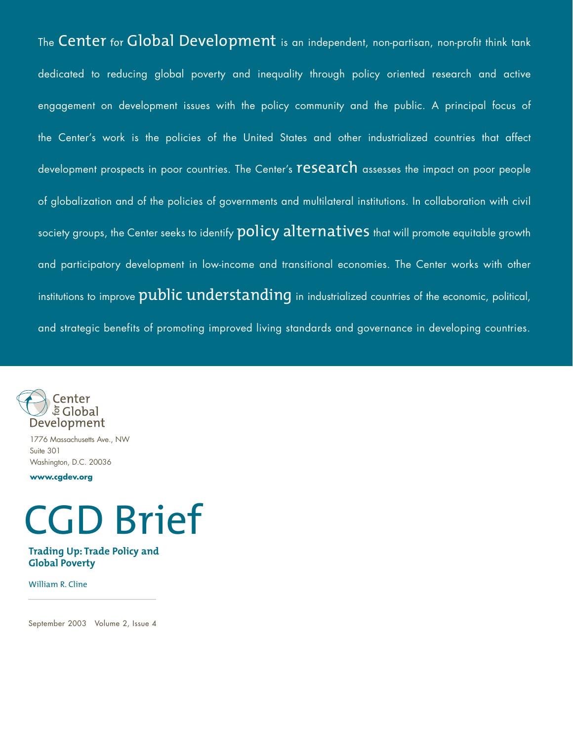The Center for Global Development is an independent, non-partisan, non-profit think tank dedicated to reducing global poverty and inequality through policy oriented research and active engagement on development issues with the policy community and the public. A principal focus of the Center's work is the policies of the United States and other industrialized countries that affect development prospects in poor countries. The Center's research assesses the impact on poor people of globalization and of the policies of governments and multilateral institutions. In collaboration with civil society groups, the Center seeks to identify policy alternatives that will promote equitable growth and participatory development in low-income and transitional economies. The Center works with other institutions to improve public understanding in industrialized countries of the economic, political, and strategic benefits of promoting improved living standards and governance in developing countries.

Center for Global Development

1776 Massachusetts Ave., NW
Suite 301
Washington, D.C. 20036

**www.cgdev.org**

# CGD Brief

**Trading Up: Trade Policy and Global Poverty**

William R. Cline

September 2003 Volume 2, Issue 4